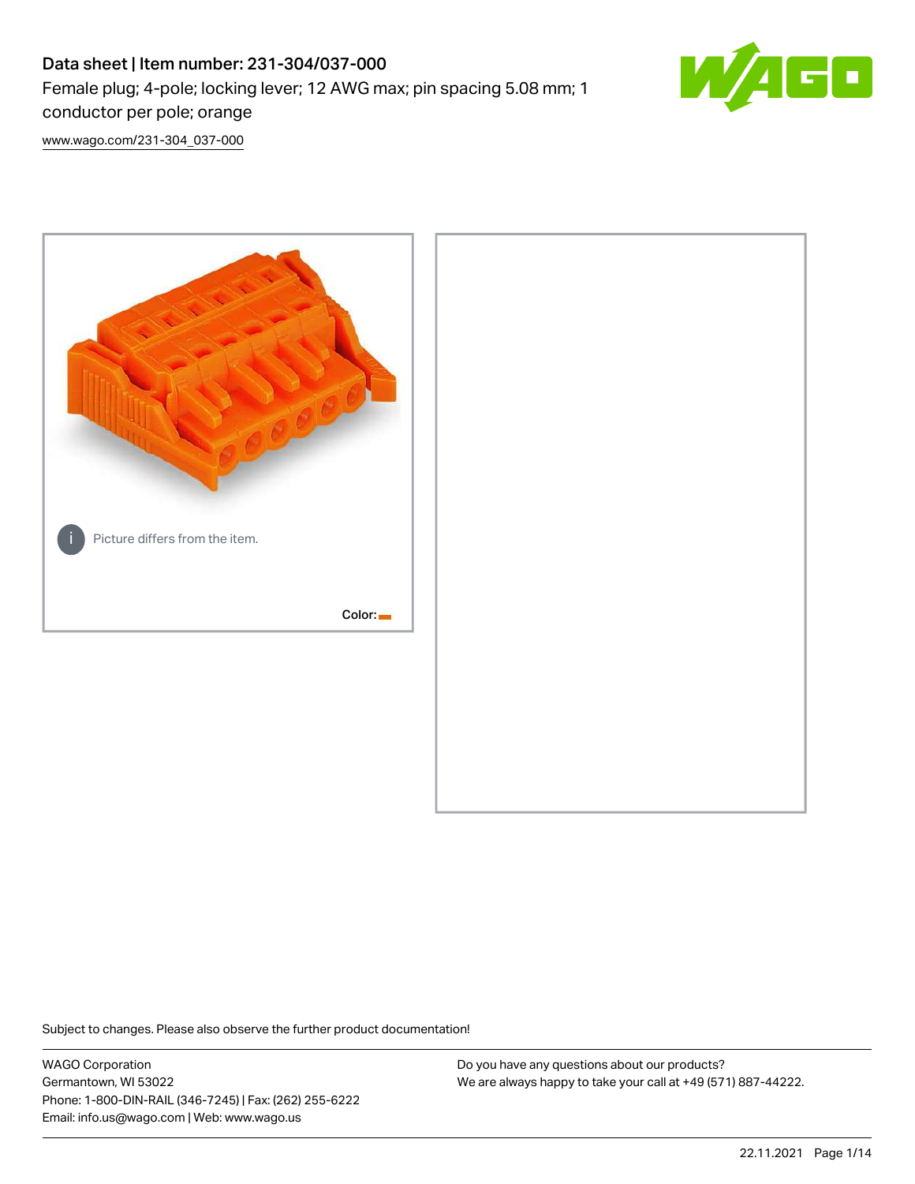# Data sheet | Item number: 231-304/037-000

Female plug; 4-pole; locking lever; 12 AWG max; pin spacing 5.08 mm; 1 conductor per pole; orange

www.wago.com/231-304_037-000

Picture differs from the item.

Color:

Subject to changes. Please also observe the further product documentation!

WAGO Corporation
Germantown, WI 53022
Phone: 1-800-DIN-RAIL (346-7245) | Fax: (262) 255-6222
Email: info.us@wago.com | Web: www.wago.us

Do you have any questions about our products?
We are always happy to take your call at +49 (571) 887-44222.

22.11.2021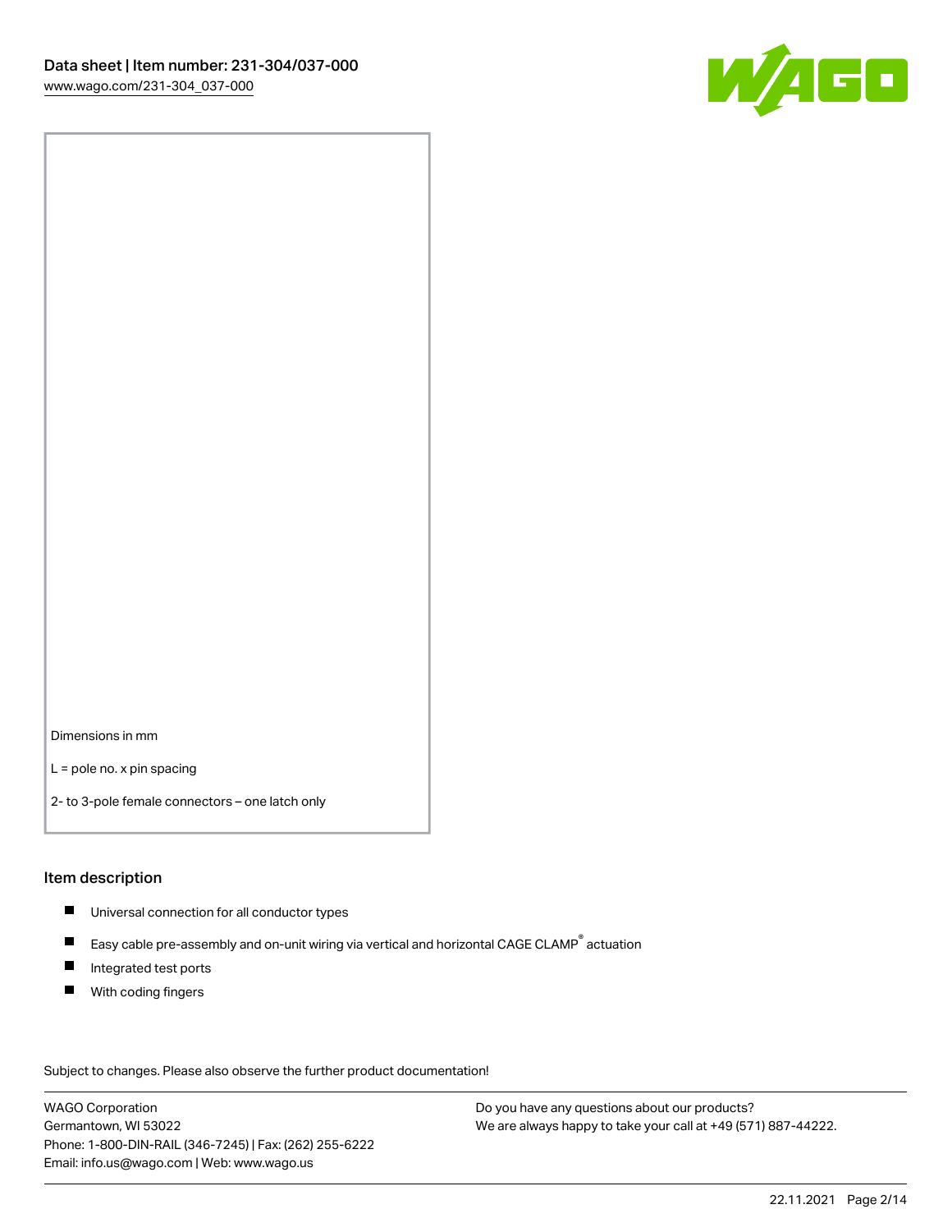Dimensions in mm

L = pole no. x pin spacing

2- to 3-pole female connectors – one latch only

## Item description

- Universal connection for all conductor types
- Easy cable pre-assembly and on-unit wiring via vertical and horizontal CAGE CLAMP® actuation
- Integrated test ports
- With coding fingers

Subject to changes. Please also observe the further product documentation!

WAGO Corporation
Germantown, WI 53022
Phone: 1-800-DIN-RAIL (346-7245) | Fax: (262) 255-6222
Email: info.us@wago.com | Web: www.wago.us

Do you have any questions about our products?
We are always happy to take your call at +49 (571) 887-44222.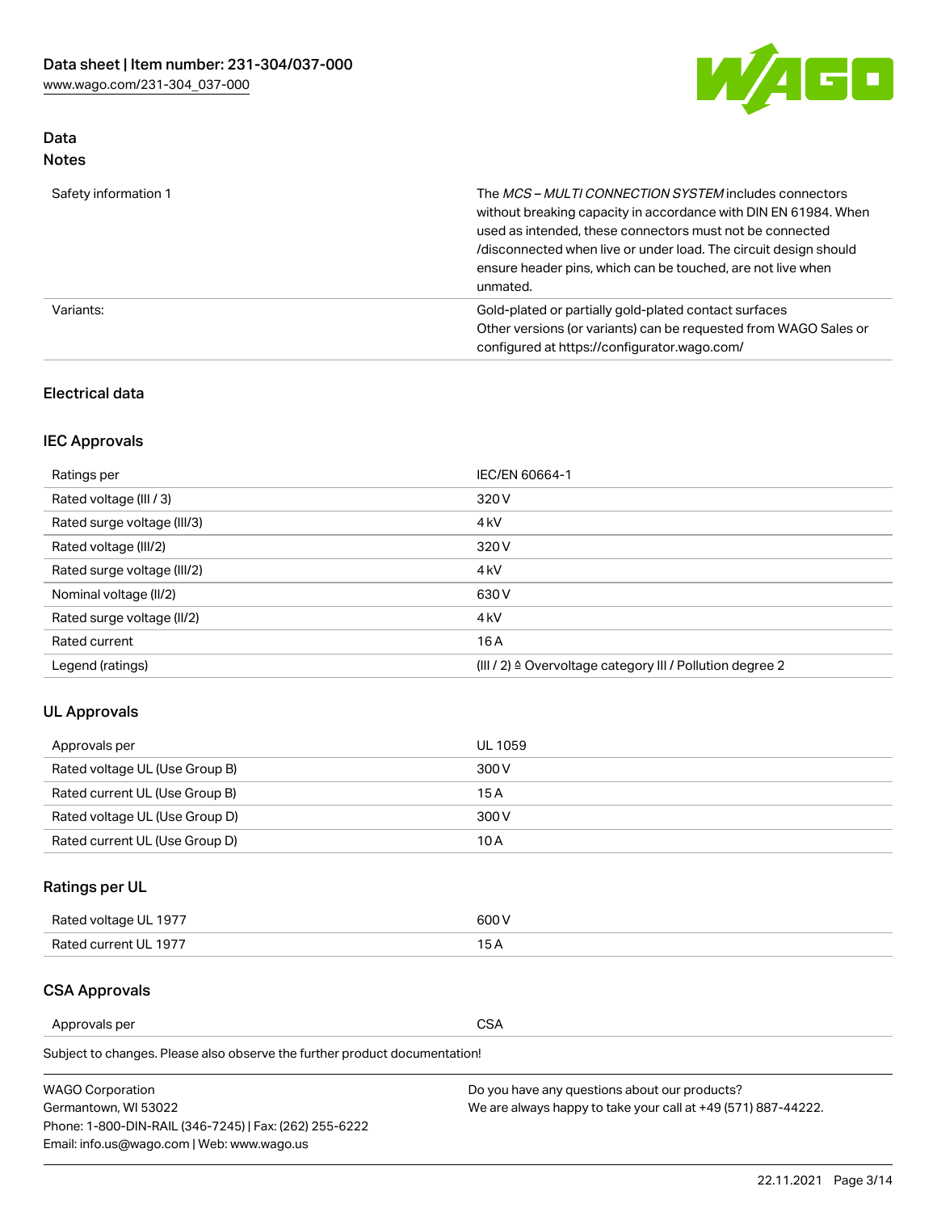## Data
### Notes

| | |
|---|---|
| Safety information 1 | The *MCS – MULTI CONNECTION SYSTEM* includes connectors without breaking capacity in accordance with DIN EN 61984. When used as intended, these connectors must not be connected /disconnected when live or under load. The circuit design should ensure header pins, which can be touched, are not live when unmated. |
| Variants: | Gold-plated or partially gold-plated contact surfaces<br>Other versions (or variants) can be requested from WAGO Sales or configured at https://configurator.wago.com/ |

## Electrical data

### IEC Approvals

| | |
|---|---|
| Ratings per | IEC/EN 60664-1 |
| Rated voltage (III / 3) | 320 V |
| Rated surge voltage (III/3) | 4 kV |
| Rated voltage (III/2) | 320 V |
| Rated surge voltage (III/2) | 4 kV |
| Nominal voltage (II/2) | 630 V |
| Rated surge voltage (II/2) | 4 kV |
| Rated current | 16 A |
| Legend (ratings) | (III / 2) ≙ Overvoltage category III / Pollution degree 2 |

### UL Approvals

| | |
|---|---|
| Approvals per | UL 1059 |
| Rated voltage UL (Use Group B) | 300 V |
| Rated current UL (Use Group B) | 15 A |
| Rated voltage UL (Use Group D) | 300 V |
| Rated current UL (Use Group D) | 10 A |

### Ratings per UL

| | |
|---|---|
| Rated voltage UL 1977 | 600 V |
| Rated current UL 1977 | 15 A |

### CSA Approvals

| | |
|---|---|
| Approvals per | CSA |

Subject to changes. Please also observe the further product documentation!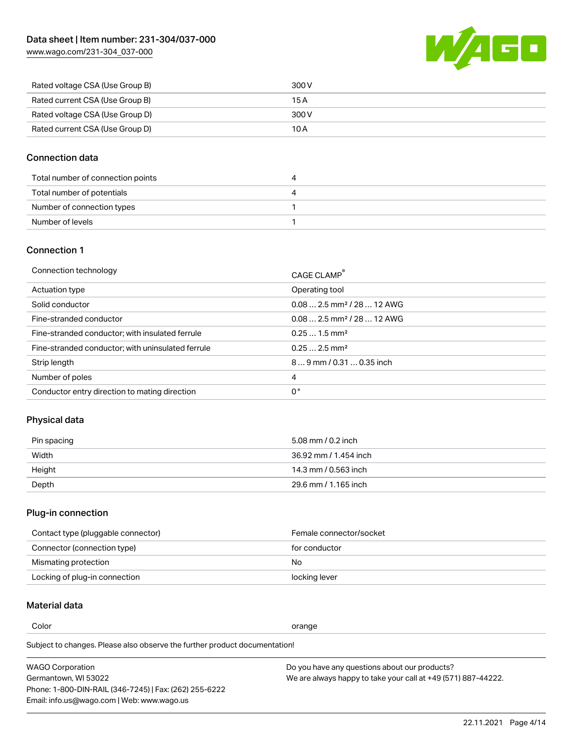| | |
|---|---|
| Rated voltage CSA (Use Group B) | 300 V |
| Rated current CSA (Use Group B) | 15 A |
| Rated voltage CSA (Use Group D) | 300 V |
| Rated current CSA (Use Group D) | 10 A |

## Connection data

| | |
|---|---|
| Total number of connection points | 4 |
| Total number of potentials | 4 |
| Number of connection types | 1 |
| Number of levels | 1 |

## Connection 1

| | |
|---|---|
| Connection technology | CAGE CLAMP® |
| Actuation type | Operating tool |
| Solid conductor | 0.08 … 2.5 mm² / 28 … 12 AWG |
| Fine-stranded conductor | 0.08 … 2.5 mm² / 28 … 12 AWG |
| Fine-stranded conductor; with insulated ferrule | 0.25 … 1.5 mm² |
| Fine-stranded conductor; with uninsulated ferrule | 0.25 … 2.5 mm² |
| Strip length | 8 … 9 mm / 0.31 … 0.35 inch |
| Number of poles | 4 |
| Conductor entry direction to mating direction | 0 ° |

## Physical data

| | |
|---|---|
| Pin spacing | 5.08 mm / 0.2 inch |
| Width | 36.92 mm / 1.454 inch |
| Height | 14.3 mm / 0.563 inch |
| Depth | 29.6 mm / 1.165 inch |

## Plug-in connection

| | |
|---|---|
| Contact type (pluggable connector) | Female connector/socket |
| Connector (connection type) | for conductor |
| Mismating protection | No |
| Locking of plug-in connection | locking lever |

## Material data

| | |
|---|---|
| Color | orange |

Subject to changes. Please also observe the further product documentation!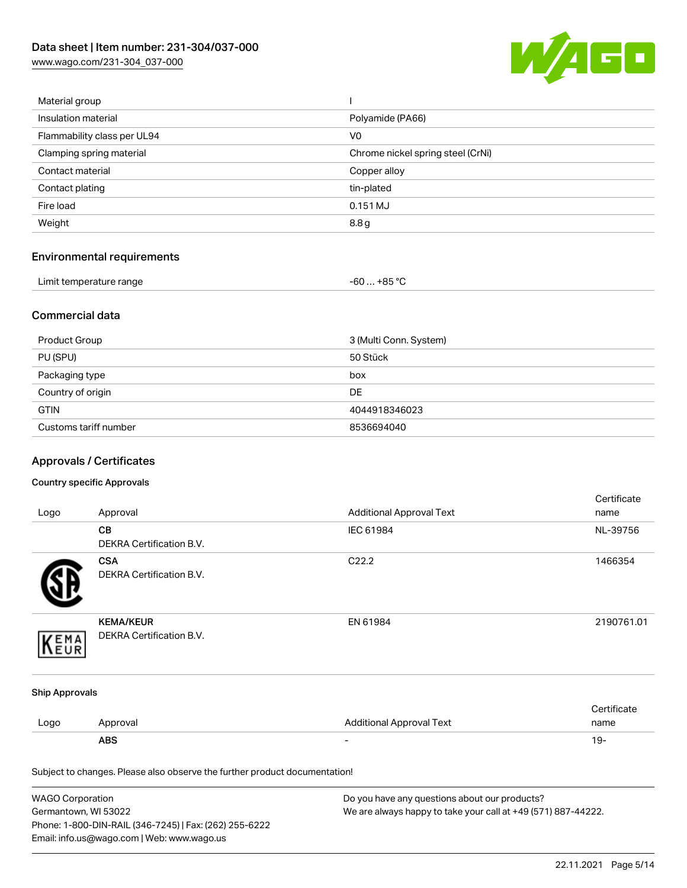| Material group | I |
| --- | --- |
| Insulation material | Polyamide (PA66) |
| Flammability class per UL94 | V0 |
| Clamping spring material | Chrome nickel spring steel (CrNi) |
| Contact material | Copper alloy |
| Contact plating | tin-plated |
| Fire load | 0.151 MJ |
| Weight | 8.8 g |

## Environmental requirements

| Limit temperature range | -60 … +85 °C |
| --- | --- |

## Commercial data

| Product Group | 3 (Multi Conn. System) |
| --- | --- |
| PU (SPU) | 50 Stück |
| Packaging type | box |
| Country of origin | DE |
| GTIN | 4044918346023 |
| Customs tariff number | 8536694040 |

## Approvals / Certificates

### Country specific Approvals

| Logo | Approval | Additional Approval Text | Certificate name |
| --- | --- | --- | --- |
| | **CB**<br>DEKRA Certification B.V. | IEC 61984 | NL-39756 |
| | **CSA**<br>DEKRA Certification B.V. | C22.2 | 1466354 |
| | **KEMA/KEUR**<br>DEKRA Certification B.V. | EN 61984 | 2190761.01 |

### Ship Approvals

| Logo | Approval | Additional Approval Text | Certificate name |
| --- | --- | --- | --- |
| | **ABS** | - | 19- |

Subject to changes. Please also observe the further product documentation!

WAGO Corporation
Germantown, WI 53022
Phone: 1-800-DIN-RAIL (346-7245) | Fax: (262) 255-6222
Email: info.us@wago.com | Web: www.wago.us

Do you have any questions about our products?
We are always happy to take your call at +49 (571) 887-44222.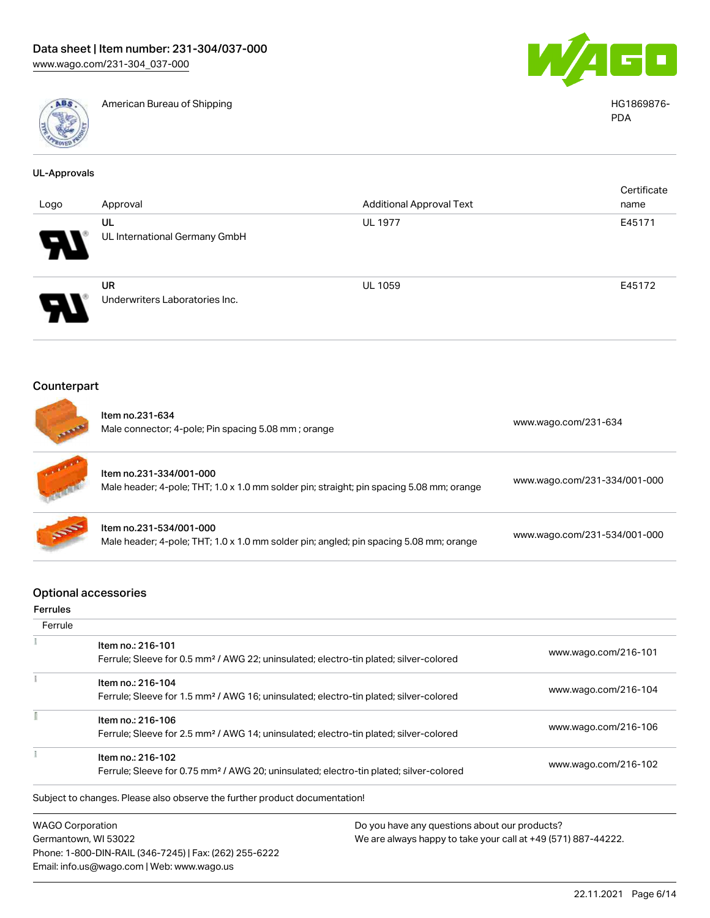| | American Bureau of Shipping | HG1869876-PDA |
|---|---|---|

### UL-Approvals

| Logo | Approval | Additional Approval Text | Certificate name |
|---|---|---|---|
| | UL<br>UL International Germany GmbH | UL 1977 | E45171 |
| | UR<br>Underwriters Laboratories Inc. | UL 1059 | E45172 |

## Counterpart

| | | |
|---|---|---|
| | Item no.231-634<br>Male connector; 4-pole; Pin spacing 5.08 mm ; orange | www.wago.com/231-634 |
| | Item no.231-334/001-000<br>Male header; 4-pole; THT; 1.0 x 1.0 mm solder pin; straight; pin spacing 5.08 mm; orange | www.wago.com/231-334/001-000 |
| | Item no.231-534/001-000<br>Male header; 4-pole; THT; 1.0 x 1.0 mm solder pin; angled; pin spacing 5.08 mm; orange | www.wago.com/231-534/001-000 |

## Optional accessories

**Ferrules**

| Ferrule | | |
|---|---|---|
| | Item no.: 216-101<br>Ferrule; Sleeve for 0.5 mm² / AWG 22; uninsulated; electro-tin plated; silver-colored | www.wago.com/216-101 |
| | Item no.: 216-104<br>Ferrule; Sleeve for 1.5 mm² / AWG 16; uninsulated; electro-tin plated; silver-colored | www.wago.com/216-104 |
| | Item no.: 216-106<br>Ferrule; Sleeve for 2.5 mm² / AWG 14; uninsulated; electro-tin plated; silver-colored | www.wago.com/216-106 |
| | Item no.: 216-102<br>Ferrule; Sleeve for 0.75 mm² / AWG 20; uninsulated; electro-tin plated; silver-colored | www.wago.com/216-102 |

Subject to changes. Please also observe the further product documentation!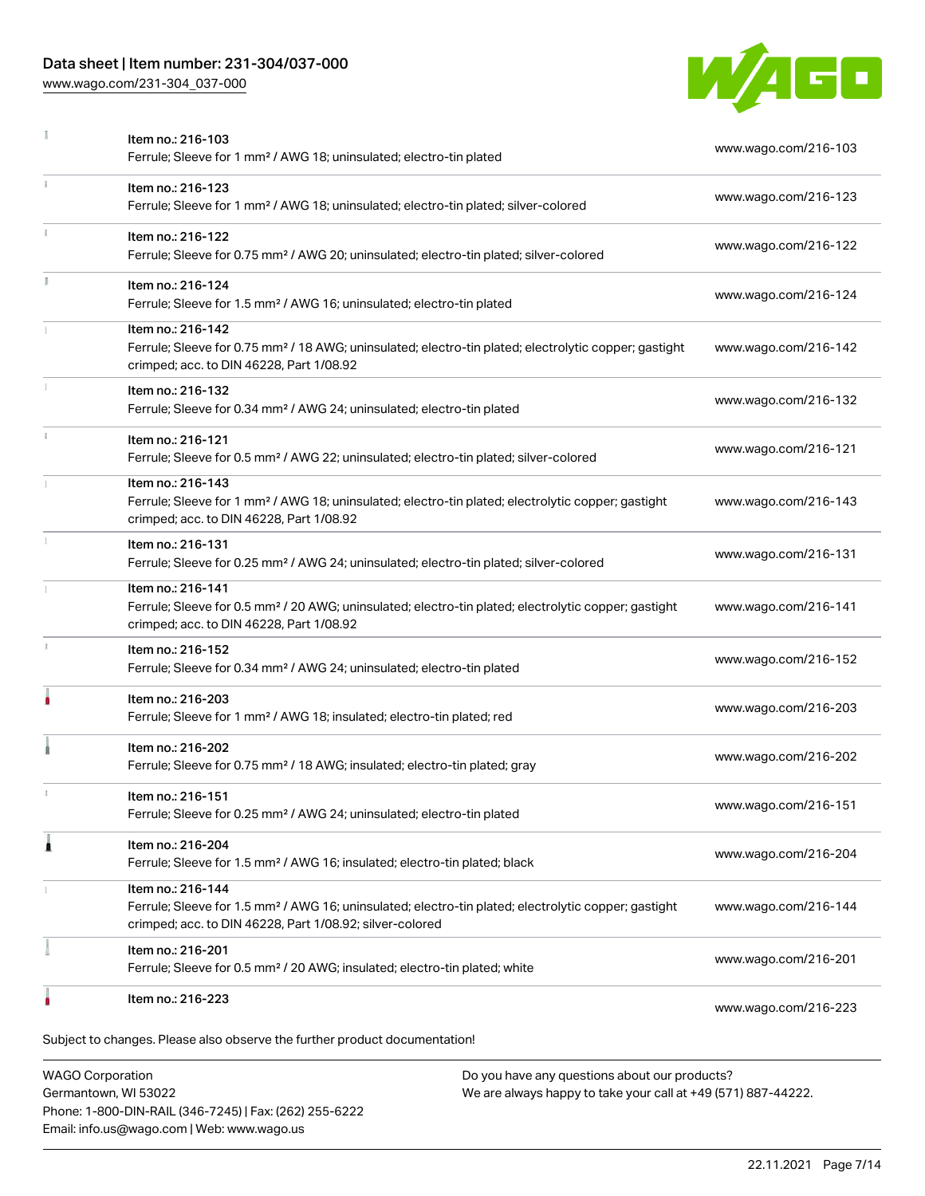| | | |
|---|---|---|
| | Item no.: 216-103<br>Ferrule; Sleeve for 1 mm² / AWG 18; uninsulated; electro-tin plated | www.wago.com/216-103 |
| | Item no.: 216-123<br>Ferrule; Sleeve for 1 mm² / AWG 18; uninsulated; electro-tin plated; silver-colored | www.wago.com/216-123 |
| | Item no.: 216-122<br>Ferrule; Sleeve for 0.75 mm² / AWG 20; uninsulated; electro-tin plated; silver-colored | www.wago.com/216-122 |
| | Item no.: 216-124<br>Ferrule; Sleeve for 1.5 mm² / AWG 16; uninsulated; electro-tin plated | www.wago.com/216-124 |
| | Item no.: 216-142<br>Ferrule; Sleeve for 0.75 mm² / 18 AWG; uninsulated; electro-tin plated; electrolytic copper; gastight crimped; acc. to DIN 46228, Part 1/08.92 | www.wago.com/216-142 |
| | Item no.: 216-132<br>Ferrule; Sleeve for 0.34 mm² / AWG 24; uninsulated; electro-tin plated | www.wago.com/216-132 |
| | Item no.: 216-121<br>Ferrule; Sleeve for 0.5 mm² / AWG 22; uninsulated; electro-tin plated; silver-colored | www.wago.com/216-121 |
| | Item no.: 216-143<br>Ferrule; Sleeve for 1 mm² / AWG 18; uninsulated; electro-tin plated; electrolytic copper; gastight crimped; acc. to DIN 46228, Part 1/08.92 | www.wago.com/216-143 |
| | Item no.: 216-131<br>Ferrule; Sleeve for 0.25 mm² / AWG 24; uninsulated; electro-tin plated; silver-colored | www.wago.com/216-131 |
| | Item no.: 216-141<br>Ferrule; Sleeve for 0.5 mm² / 20 AWG; uninsulated; electro-tin plated; electrolytic copper; gastight crimped; acc. to DIN 46228, Part 1/08.92 | www.wago.com/216-141 |
| | Item no.: 216-152<br>Ferrule; Sleeve for 0.34 mm² / AWG 24; uninsulated; electro-tin plated | www.wago.com/216-152 |
| | Item no.: 216-203<br>Ferrule; Sleeve for 1 mm² / AWG 18; insulated; electro-tin plated; red | www.wago.com/216-203 |
| | Item no.: 216-202<br>Ferrule; Sleeve for 0.75 mm² / 18 AWG; insulated; electro-tin plated; gray | www.wago.com/216-202 |
| | Item no.: 216-151<br>Ferrule; Sleeve for 0.25 mm² / AWG 24; uninsulated; electro-tin plated | www.wago.com/216-151 |
| | Item no.: 216-204<br>Ferrule; Sleeve for 1.5 mm² / AWG 16; insulated; electro-tin plated; black | www.wago.com/216-204 |
| | Item no.: 216-144<br>Ferrule; Sleeve for 1.5 mm² / AWG 16; uninsulated; electro-tin plated; electrolytic copper; gastight crimped; acc. to DIN 46228, Part 1/08.92; silver-colored | www.wago.com/216-144 |
| | Item no.: 216-201<br>Ferrule; Sleeve for 0.5 mm² / 20 AWG; insulated; electro-tin plated; white | www.wago.com/216-201 |
| | Item no.: 216-223 | www.wago.com/216-223 |

Subject to changes. Please also observe the further product documentation!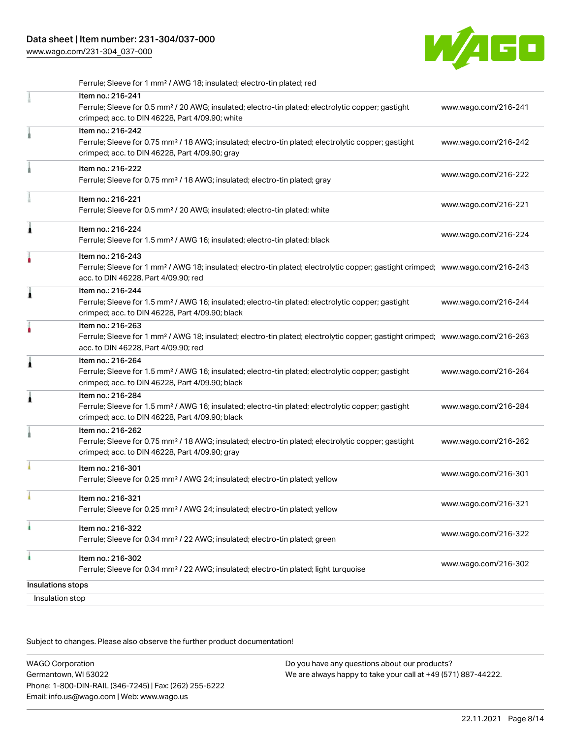Ferrule; Sleeve for 1 mm² / AWG 18; insulated; electro-tin plated; red

| Item | Link |
| --- | --- |
| Item no.: 216-241<br>Ferrule; Sleeve for 0.5 mm² / 20 AWG; insulated; electro-tin plated; electrolytic copper; gastight crimped; acc. to DIN 46228, Part 4/09.90; white | www.wago.com/216-241 |
| Item no.: 216-242<br>Ferrule; Sleeve for 0.75 mm² / 18 AWG; insulated; electro-tin plated; electrolytic copper; gastight crimped; acc. to DIN 46228, Part 4/09.90; gray | www.wago.com/216-242 |
| Item no.: 216-222<br>Ferrule; Sleeve for 0.75 mm² / 18 AWG; insulated; electro-tin plated; gray | www.wago.com/216-222 |
| Item no.: 216-221<br>Ferrule; Sleeve for 0.5 mm² / 20 AWG; insulated; electro-tin plated; white | www.wago.com/216-221 |
| Item no.: 216-224<br>Ferrule; Sleeve for 1.5 mm² / AWG 16; insulated; electro-tin plated; black | www.wago.com/216-224 |
| Item no.: 216-243<br>Ferrule; Sleeve for 1 mm² / AWG 18; insulated; electro-tin plated; electrolytic copper; gastight crimped; acc. to DIN 46228, Part 4/09.90; red | www.wago.com/216-243 |
| Item no.: 216-244<br>Ferrule; Sleeve for 1.5 mm² / AWG 16; insulated; electro-tin plated; electrolytic copper; gastight crimped; acc. to DIN 46228, Part 4/09.90; black | www.wago.com/216-244 |
| Item no.: 216-263<br>Ferrule; Sleeve for 1 mm² / AWG 18; insulated; electro-tin plated; electrolytic copper; gastight crimped; acc. to DIN 46228, Part 4/09.90; red | www.wago.com/216-263 |
| Item no.: 216-264<br>Ferrule; Sleeve for 1.5 mm² / AWG 16; insulated; electro-tin plated; electrolytic copper; gastight crimped; acc. to DIN 46228, Part 4/09.90; black | www.wago.com/216-264 |
| Item no.: 216-284<br>Ferrule; Sleeve for 1.5 mm² / AWG 16; insulated; electro-tin plated; electrolytic copper; gastight crimped; acc. to DIN 46228, Part 4/09.90; black | www.wago.com/216-284 |
| Item no.: 216-262<br>Ferrule; Sleeve for 0.75 mm² / 18 AWG; insulated; electro-tin plated; electrolytic copper; gastight crimped; acc. to DIN 46228, Part 4/09.90; gray | www.wago.com/216-262 |
| Item no.: 216-301<br>Ferrule; Sleeve for 0.25 mm² / AWG 24; insulated; electro-tin plated; yellow | www.wago.com/216-301 |
| Item no.: 216-321<br>Ferrule; Sleeve for 0.25 mm² / AWG 24; insulated; electro-tin plated; yellow | www.wago.com/216-321 |
| Item no.: 216-322<br>Ferrule; Sleeve for 0.34 mm² / 22 AWG; insulated; electro-tin plated; green | www.wago.com/216-322 |
| Item no.: 216-302<br>Ferrule; Sleeve for 0.34 mm² / 22 AWG; insulated; electro-tin plated; light turquoise | www.wago.com/216-302 |

Insulations stops

Insulation stop

Subject to changes. Please also observe the further product documentation!

WAGO Corporation
Germantown, WI 53022
Phone: 1-800-DIN-RAIL (346-7245) | Fax: (262) 255-6222
Email: info.us@wago.com | Web: www.wago.us

Do you have any questions about our products?
We are always happy to take your call at +49 (571) 887-44222.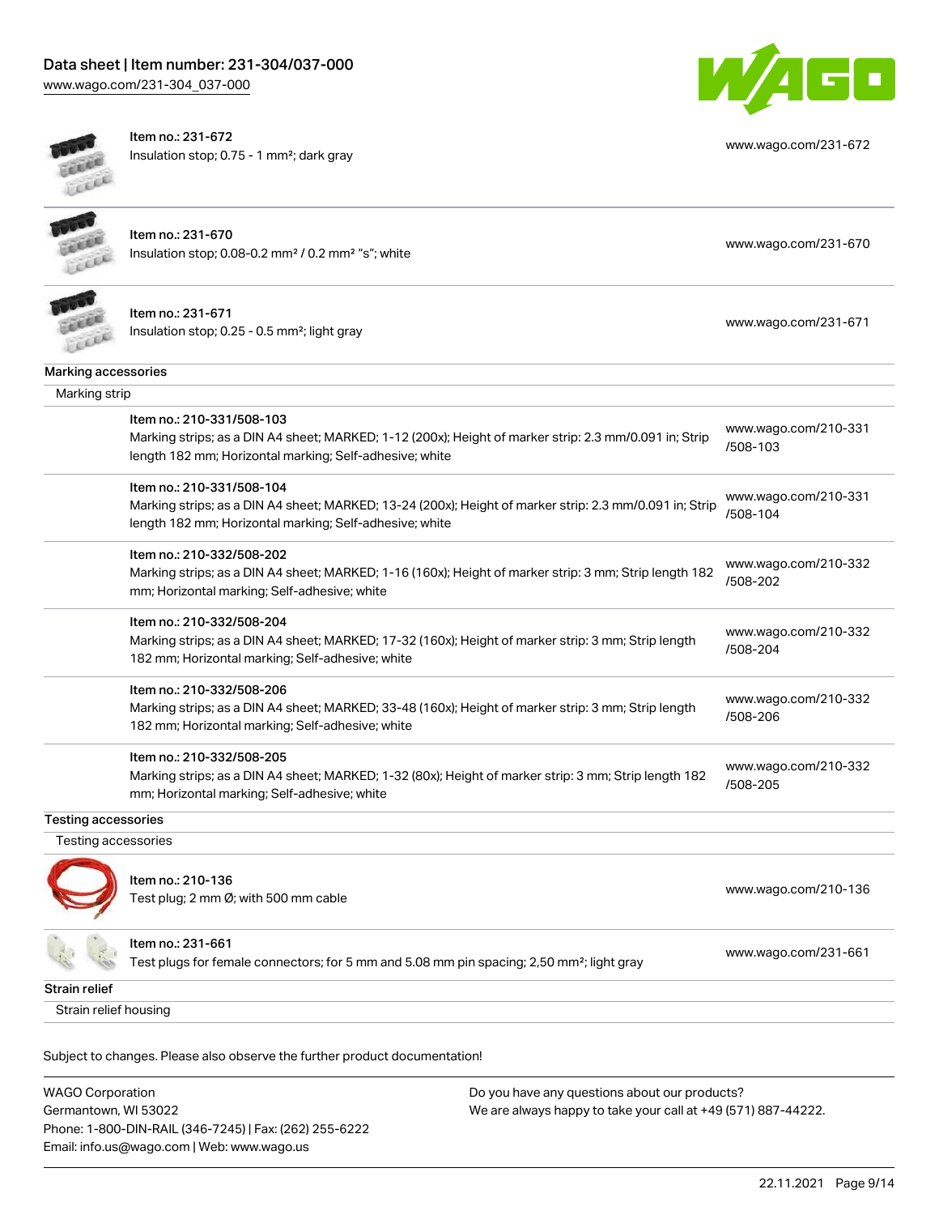| | | |
|---|---|---|
| | Item no.: 231-672<br>Insulation stop; 0.75 - 1 mm²; dark gray | www.wago.com/231-672 |
| | Item no.: 231-670<br>Insulation stop; 0.08-0.2 mm² / 0.2 mm² "s"; white | www.wago.com/231-670 |
| | Item no.: 231-671<br>Insulation stop; 0.25 - 0.5 mm²; light gray | www.wago.com/231-671 |

**Marking accessories**

Marking strip

| | | |
|---|---|---|
| | Item no.: 210-331/508-103<br>Marking strips; as a DIN A4 sheet; MARKED; 1-12 (200x); Height of marker strip: 2.3 mm/0.091 in; Strip length 182 mm; Horizontal marking; Self-adhesive; white | www.wago.com/210-331/508-103 |
| | Item no.: 210-331/508-104<br>Marking strips; as a DIN A4 sheet; MARKED; 13-24 (200x); Height of marker strip: 2.3 mm/0.091 in; Strip length 182 mm; Horizontal marking; Self-adhesive; white | www.wago.com/210-331/508-104 |
| | Item no.: 210-332/508-202<br>Marking strips; as a DIN A4 sheet; MARKED; 1-16 (160x); Height of marker strip: 3 mm; Strip length 182 mm; Horizontal marking; Self-adhesive; white | www.wago.com/210-332/508-202 |
| | Item no.: 210-332/508-204<br>Marking strips; as a DIN A4 sheet; MARKED; 17-32 (160x); Height of marker strip: 3 mm; Strip length 182 mm; Horizontal marking; Self-adhesive; white | www.wago.com/210-332/508-204 |
| | Item no.: 210-332/508-206<br>Marking strips; as a DIN A4 sheet; MARKED; 33-48 (160x); Height of marker strip: 3 mm; Strip length 182 mm; Horizontal marking; Self-adhesive; white | www.wago.com/210-332/508-206 |
| | Item no.: 210-332/508-205<br>Marking strips; as a DIN A4 sheet; MARKED; 1-32 (80x); Height of marker strip: 3 mm; Strip length 182 mm; Horizontal marking; Self-adhesive; white | www.wago.com/210-332/508-205 |

**Testing accessories**

Testing accessories

| | | |
|---|---|---|
| | Item no.: 210-136<br>Test plug; 2 mm Ø; with 500 mm cable | www.wago.com/210-136 |
| | Item no.: 231-661<br>Test plugs for female connectors; for 5 mm and 5.08 mm pin spacing; 2,50 mm²; light gray | www.wago.com/231-661 |

**Strain relief**

Strain relief housing

Subject to changes. Please also observe the further product documentation!

WAGO Corporation
Germantown, WI 53022
Phone: 1-800-DIN-RAIL (346-7245) | Fax: (262) 255-6222
Email: info.us@wago.com | Web: www.wago.us

Do you have any questions about our products?
We are always happy to take your call at +49 (571) 887-44222.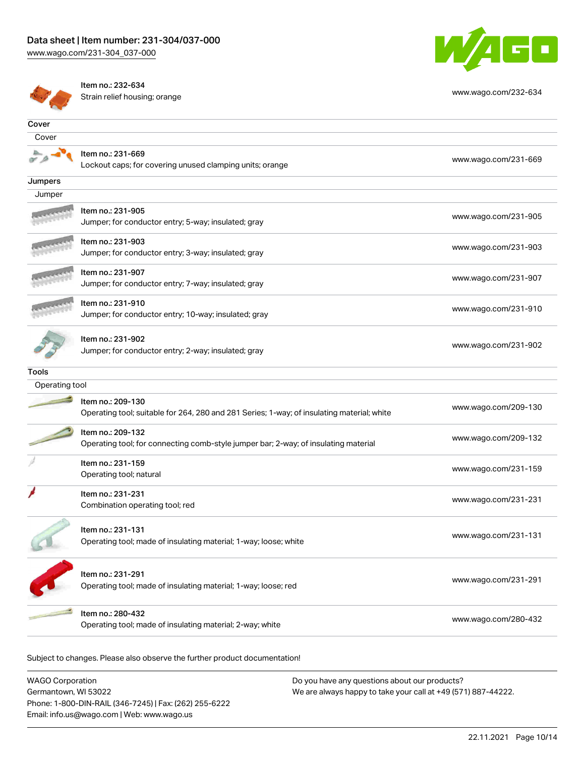| | |
|---|---|
| Item no.: 232-634<br>Strain relief housing; orange | www.wago.com/232-634 |

**Cover**

Cover

| | |
|---|---|
| Item no.: 231-669<br>Lockout caps; for covering unused clamping units; orange | www.wago.com/231-669 |

**Jumpers**

Jumper

| | |
|---|---|
| Item no.: 231-905<br>Jumper; for conductor entry; 5-way; insulated; gray | www.wago.com/231-905 |
| Item no.: 231-903<br>Jumper; for conductor entry; 3-way; insulated; gray | www.wago.com/231-903 |
| Item no.: 231-907<br>Jumper; for conductor entry; 7-way; insulated; gray | www.wago.com/231-907 |
| Item no.: 231-910<br>Jumper; for conductor entry; 10-way; insulated; gray | www.wago.com/231-910 |
| Item no.: 231-902<br>Jumper; for conductor entry; 2-way; insulated; gray | www.wago.com/231-902 |

**Tools**

Operating tool

| | |
|---|---|
| Item no.: 209-130<br>Operating tool; suitable for 264, 280 and 281 Series; 1-way; of insulating material; white | www.wago.com/209-130 |
| Item no.: 209-132<br>Operating tool; for connecting comb-style jumper bar; 2-way; of insulating material | www.wago.com/209-132 |
| Item no.: 231-159<br>Operating tool; natural | www.wago.com/231-159 |
| Item no.: 231-231<br>Combination operating tool; red | www.wago.com/231-231 |
| Item no.: 231-131<br>Operating tool; made of insulating material; 1-way; loose; white | www.wago.com/231-131 |
| Item no.: 231-291<br>Operating tool; made of insulating material; 1-way; loose; red | www.wago.com/231-291 |
| Item no.: 280-432<br>Operating tool; made of insulating material; 2-way; white | www.wago.com/280-432 |

Subject to changes. Please also observe the further product documentation!

WAGO Corporation
Germantown, WI 53022
Phone: 1-800-DIN-RAIL (346-7245) | Fax: (262) 255-6222
Email: info.us@wago.com | Web: www.wago.us

Do you have any questions about our products?
We are always happy to take your call at +49 (571) 887-44222.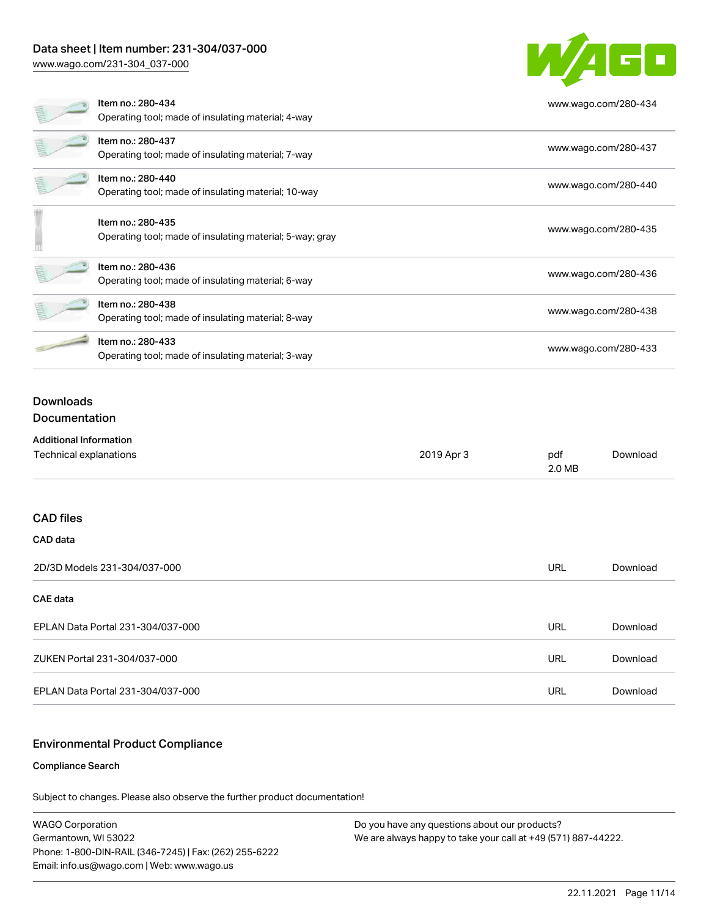| Item | Link |
| --- | --- |
| Item no.: 280-434<br>Operating tool; made of insulating material; 4-way | www.wago.com/280-434 |
| Item no.: 280-437<br>Operating tool; made of insulating material; 7-way | www.wago.com/280-437 |
| Item no.: 280-440<br>Operating tool; made of insulating material; 10-way | www.wago.com/280-440 |
| Item no.: 280-435<br>Operating tool; made of insulating material; 5-way; gray | www.wago.com/280-435 |
| Item no.: 280-436<br>Operating tool; made of insulating material; 6-way | www.wago.com/280-436 |
| Item no.: 280-438<br>Operating tool; made of insulating material; 8-way | www.wago.com/280-438 |
| Item no.: 280-433<br>Operating tool; made of insulating material; 3-way | www.wago.com/280-433 |

## Downloads

### Documentation

**Additional Information**

| | | | |
| --- | --- | --- | --- |
| Technical explanations | 2019 Apr 3 | pdf 2.0 MB | Download |

### CAD files

**CAD data**

| | | |
| --- | --- | --- |
| 2D/3D Models 231-304/037-000 | URL | Download |

**CAE data**

| | | |
| --- | --- | --- |
| EPLAN Data Portal 231-304/037-000 | URL | Download |
| ZUKEN Portal 231-304/037-000 | URL | Download |
| EPLAN Data Portal 231-304/037-000 | URL | Download |

## Environmental Product Compliance

**Compliance Search**

Subject to changes. Please also observe the further product documentation!

WAGO Corporation
Germantown, WI 53022
Phone: 1-800-DIN-RAIL (346-7245) | Fax: (262) 255-6222
Email: info.us@wago.com | Web: www.wago.us

Do you have any questions about our products?
We are always happy to take your call at +49 (571) 887-44222.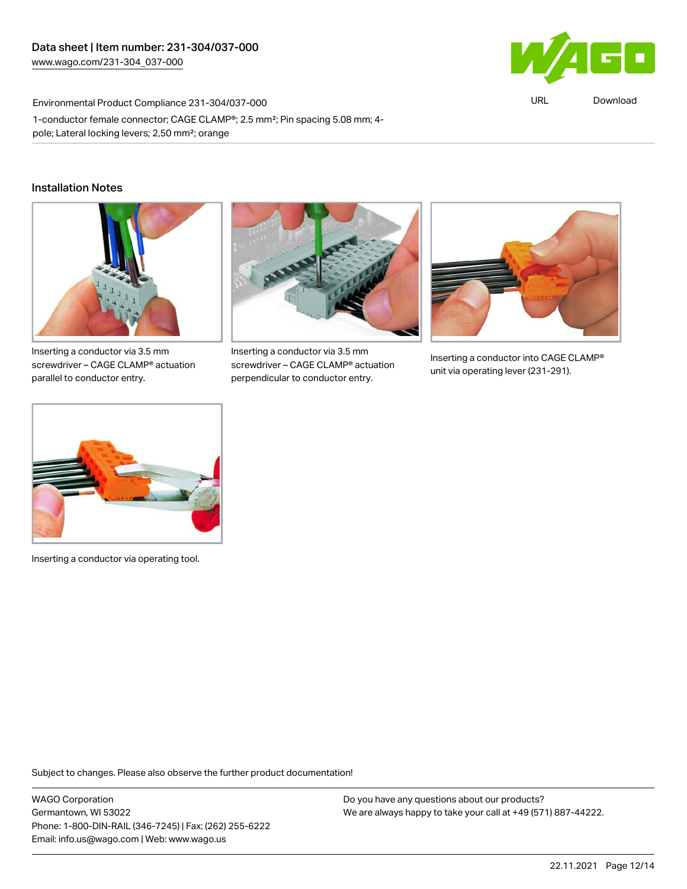Environmental Product Compliance 231-304/037-000

1-conductor female connector; CAGE CLAMP®; 2.5 mm²; Pin spacing 5.08 mm; 4-pole; Lateral locking levers; 2,50 mm²; orange

## Installation Notes

Inserting a conductor via 3.5 mm screwdriver – CAGE CLAMP® actuation parallel to conductor entry.

Inserting a conductor via 3.5 mm screwdriver – CAGE CLAMP® actuation perpendicular to conductor entry.

Inserting a conductor into CAGE CLAMP® unit via operating lever (231-291).

Inserting a conductor via operating tool.

Subject to changes. Please also observe the further product documentation!

WAGO Corporation
Germantown, WI 53022
Phone: 1-800-DIN-RAIL (346-7245) | Fax: (262) 255-6222
Email: info.us@wago.com | Web: www.wago.us

Do you have any questions about our products?
We are always happy to take your call at +49 (571) 887-44222.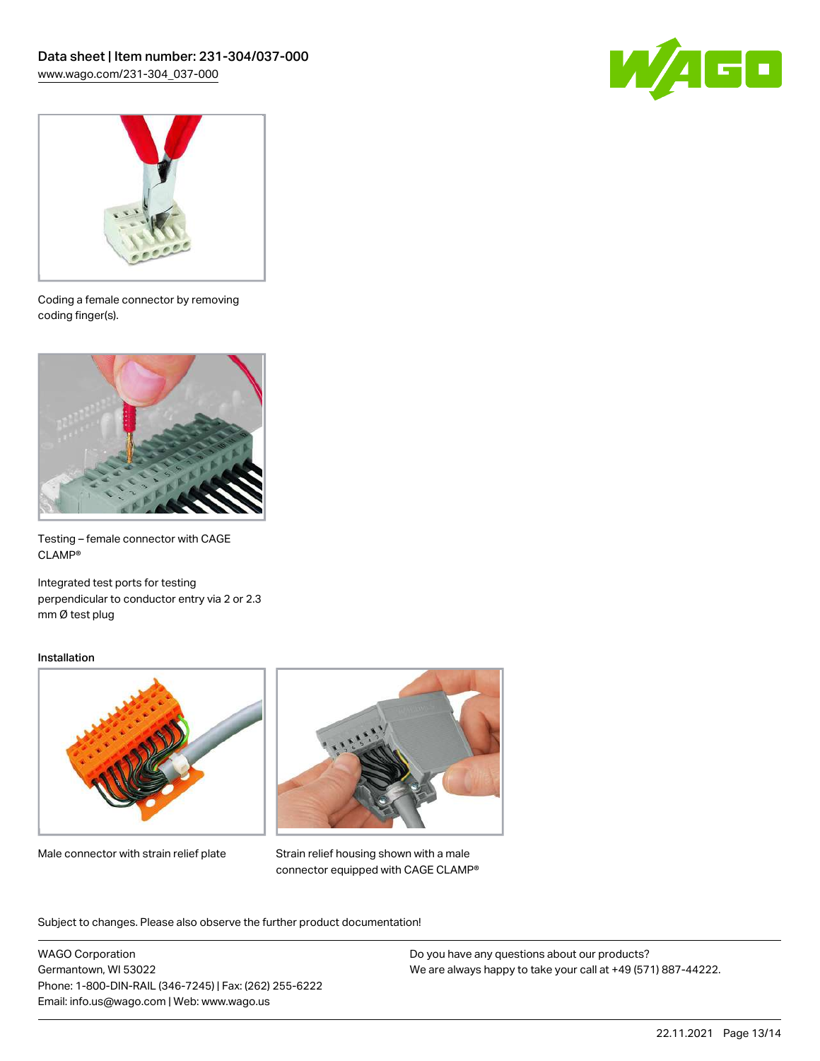Coding a female connector by removing coding finger(s).

Testing – female connector with CAGE CLAMP®

Integrated test ports for testing perpendicular to conductor entry via 2 or 2.3 mm Ø test plug

### Installation

Male connector with strain relief plate

Strain relief housing shown with a male connector equipped with CAGE CLAMP®

Subject to changes. Please also observe the further product documentation!

WAGO Corporation
Germantown, WI 53022
Phone: 1-800-DIN-RAIL (346-7245) | Fax: (262) 255-6222
Email: info.us@wago.com | Web: www.wago.us

Do you have any questions about our products?
We are always happy to take your call at +49 (571) 887-44222.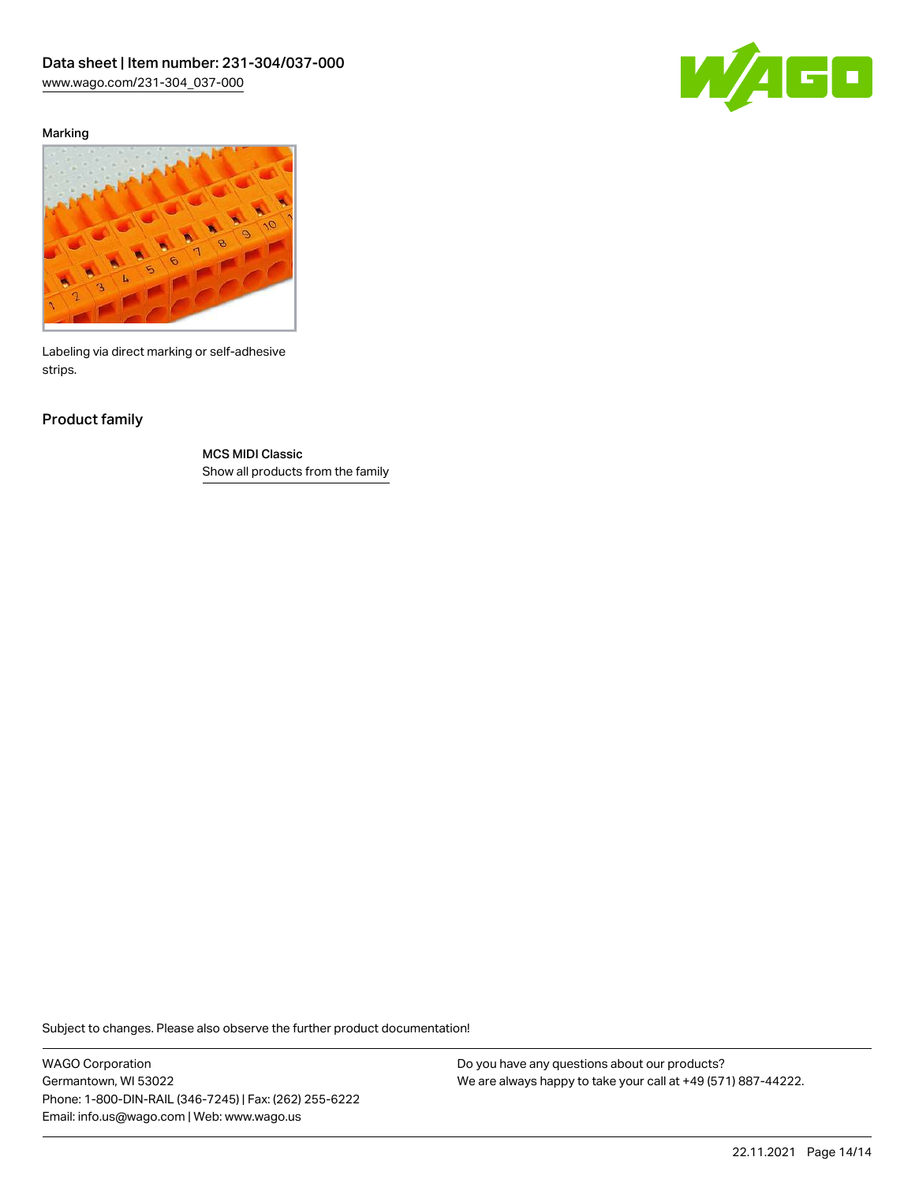Marking

Labeling via direct marking or self-adhesive strips.

## Product family

MCS MIDI Classic
Show all products from the family

Subject to changes. Please also observe the further product documentation!

WAGO Corporation
Germantown, WI 53022
Phone: 1-800-DIN-RAIL (346-7245) | Fax: (262) 255-6222
Email: info.us@wago.com | Web: www.wago.us

Do you have any questions about our products?
We are always happy to take your call at +49 (571) 887-44222.